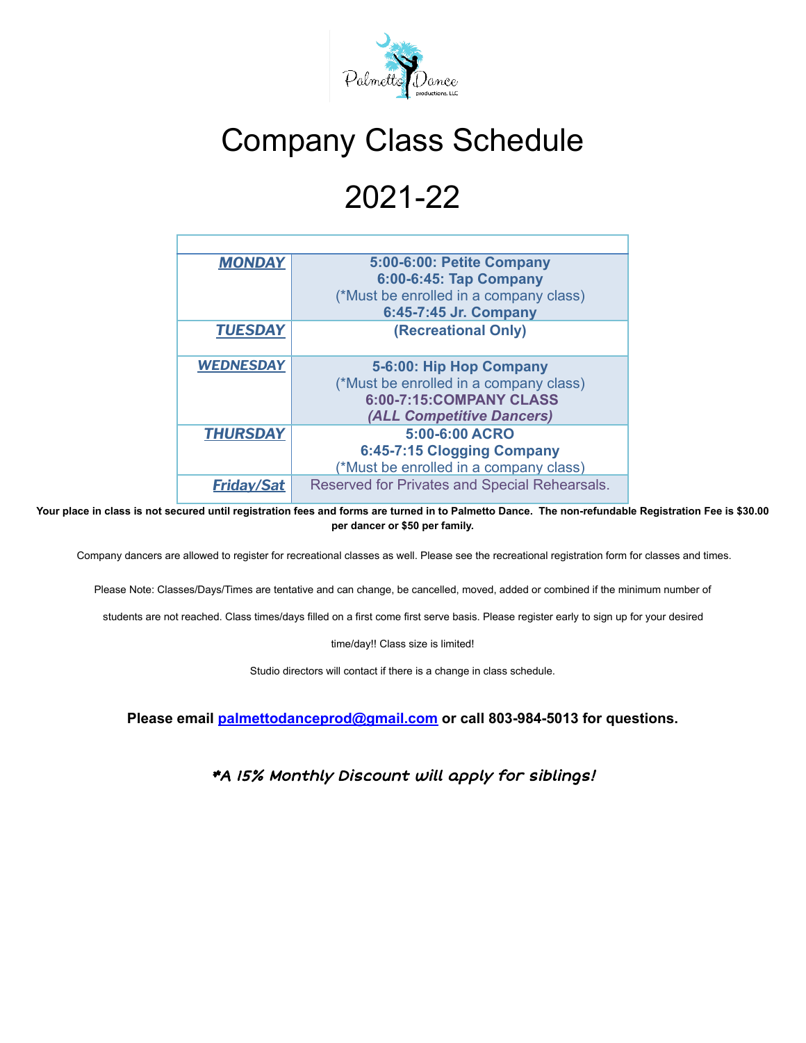# Company Class Schedule

# 2021-22

| | |
|---|---|
| ***MONDAY*** | **5:00-6:00: Petite Company**<br>**6:00-6:45: Tap Company**<br>(*Must be enrolled in a company class)<br>**6:45-7:45 Jr. Company** |
| ***TUESDAY*** | **(Recreational Only)** |
| ***WEDNESDAY*** | **5-6:00: Hip Hop Company**<br>(*Must be enrolled in a company class)<br>**6:00-7:15:COMPANY CLASS**<br>***(ALL Competitive Dancers)*** |
| ***THURSDAY*** | **5:00-6:00 ACRO**<br>**6:45-7:15 Clogging Company**<br>(*Must be enrolled in a company class) |
| ***Friday/Sat*** | Reserved for Privates and Special Rehearsals. |

**Your place in class is not secured until registration fees and forms are turned in to Palmetto Dance. The non-refundable Registration Fee is $30.00 per dancer or $50 per family.**

Company dancers are allowed to register for recreational classes as well. Please see the recreational registration form for classes and times.

Please Note: Classes/Days/Times are tentative and can change, be cancelled, moved, added or combined if the minimum number of students are not reached. Class times/days filled on a first come first serve basis. Please register early to sign up for your desired time/day!! Class size is limited!

Studio directors will contact if there is a change in class schedule.

**Please email palmettodanceprod@gmail.com or call 803-984-5013 for questions.**

***A 15% Monthly Discount will apply for siblings!**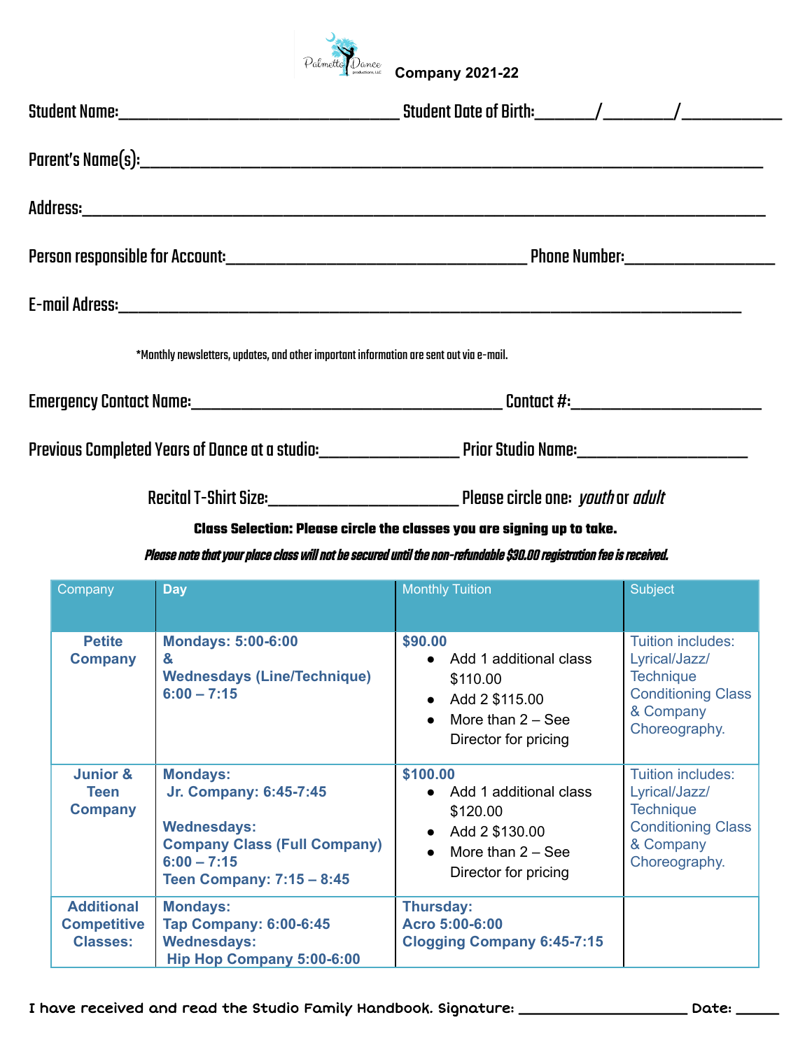Palmette Dance productions, LLC **Company 2021-22**

Student Name:_______________________________ Student Date of Birth:______/_______/__________

Parent's Name(s):_______________________________________________________________

Address:_______________________________________________________________________

Person responsible for Account:______________________________ Phone Number:_______________

E-mail Adress:___________________________________________________________________

*Monthly newsletters, updates, and other important information are sent out via e-mail.

Emergency Contact Name:______________________________ Contact #:__________________

Previous Completed Years of Dance at a studio:______________ Prior Studio Name:_________________

Recital T-Shirt Size:___________________ Please circle one: *youth* or *adult*

**Class Selection: Please circle the classes you are signing up to take.**

***Please note that your place class will not be secured until the non-refundable $30.00 registration fee is received.***

| Company | Day | Monthly Tuition | Subject |
|---|---|---|---|
| **Petite Company** | **Mondays: 5:00-6:00 & Wednesdays (Line/Technique) 6:00 – 7:15** | **$90.00**<br>• Add 1 additional class $110.00<br>• Add 2 $115.00<br>• More than 2 – See Director for pricing | Tuition includes: Lyrical/Jazz/ Technique Conditioning Class & Company Choreography. |
| **Junior & Teen Company** | **Mondays:**<br>**Jr. Company: 6:45-7:45**<br>**Wednesdays:**<br>**Company Class (Full Company) 6:00 – 7:15**<br>**Teen Company: 7:15 – 8:45** | **$100.00**<br>• Add 1 additional class $120.00<br>• Add 2 $130.00<br>• More than 2 – See Director for pricing | Tuition includes: Lyrical/Jazz/ Technique Conditioning Class & Company Choreography. |
| **Additional Competitive Classes:** | **Mondays:**<br>**Tap Company: 6:00-6:45**<br>**Wednesdays:**<br>**Hip Hop Company 5:00-6:00** | **Thursday:**<br>**Acro 5:00-6:00**<br>**Clogging Company 6:45-7:15** | |

I have received and read the Studio Family Handbook. Signature: ____________________ Date: _____